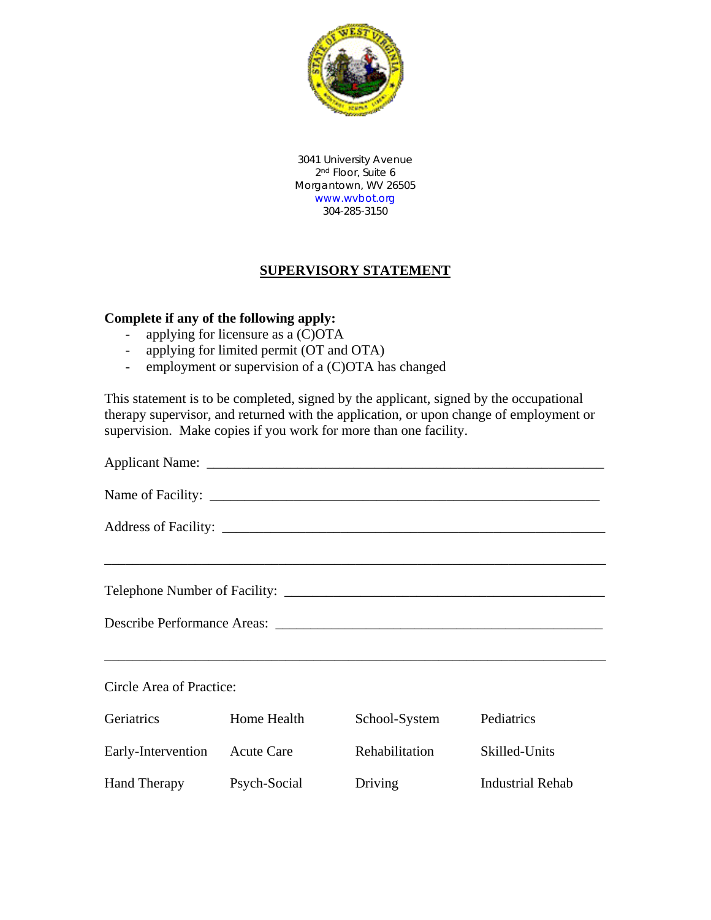3041 University Avenue
2nd Floor, Suite 6
Morgantown, WV 26505
www.wvbot.org
304-285-3150

## SUPERVISORY STATEMENT

**Complete if any of the following apply:**

- applying for licensure as a (C)OTA
- applying for limited permit (OT and OTA)
- employment or supervision of a (C)OTA has changed

This statement is to be completed, signed by the applicant, signed by the occupational therapy supervisor, and returned with the application, or upon change of employment or supervision. Make copies if you work for more than one facility.

Applicant Name: ____________________________________________________________

Name of Facility: ___________________________________________________________

Address of Facility: _________________________________________________________

______________________________________________________________________

Telephone Number of Facility: _______________________________________________

Describe Performance Areas: ________________________________________________

______________________________________________________________________

Circle Area of Practice:

| | | | |
|---|---|---|---|
| Geriatrics | Home Health | School-System | Pediatrics |
| Early-Intervention | Acute Care | Rehabilitation | Skilled-Units |
| Hand Therapy | Psych-Social | Driving | Industrial Rehab |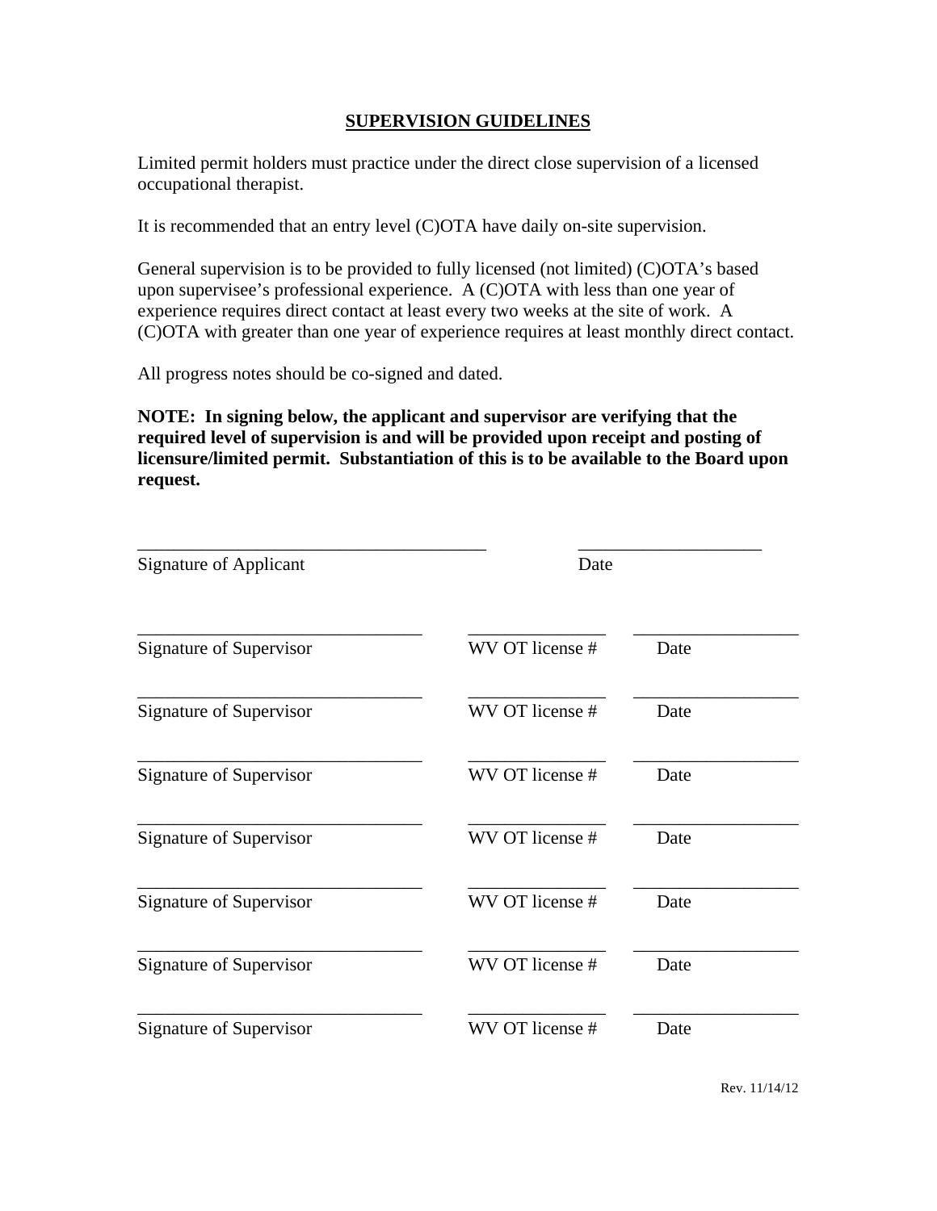## SUPERVISION GUIDELINES

Limited permit holders must practice under the direct close supervision of a licensed occupational therapist.

It is recommended that an entry level (C)OTA have daily on-site supervision.

General supervision is to be provided to fully licensed (not limited) (C)OTA's based upon supervisee's professional experience. A (C)OTA with less than one year of experience requires direct contact at least every two weeks at the site of work. A (C)OTA with greater than one year of experience requires at least monthly direct contact.

All progress notes should be co-signed and dated.

**NOTE: In signing below, the applicant and supervisor are verifying that the required level of supervision is and will be provided upon receipt and posting of licensure/limited permit. Substantiation of this is to be available to the Board upon request.**

\_\_\_\_\_\_\_\_\_\_\_\_\_\_\_\_\_\_\_\_\_\_\_\_\_\_\_\_\_\_\_\_\_\_\_\_\_\_\_\_ \_\_\_\_\_\_\_\_\_\_\_\_\_\_\_\_\_\_\_\_\_
Signature of Applicant Date

| | | |
|---|---|---|
| Signature of Supervisor | WV OT license # | Date |
| Signature of Supervisor | WV OT license # | Date |
| Signature of Supervisor | WV OT license # | Date |
| Signature of Supervisor | WV OT license # | Date |
| Signature of Supervisor | WV OT license # | Date |
| Signature of Supervisor | WV OT license # | Date |
| Signature of Supervisor | WV OT license # | Date |

Rev. 11/14/12